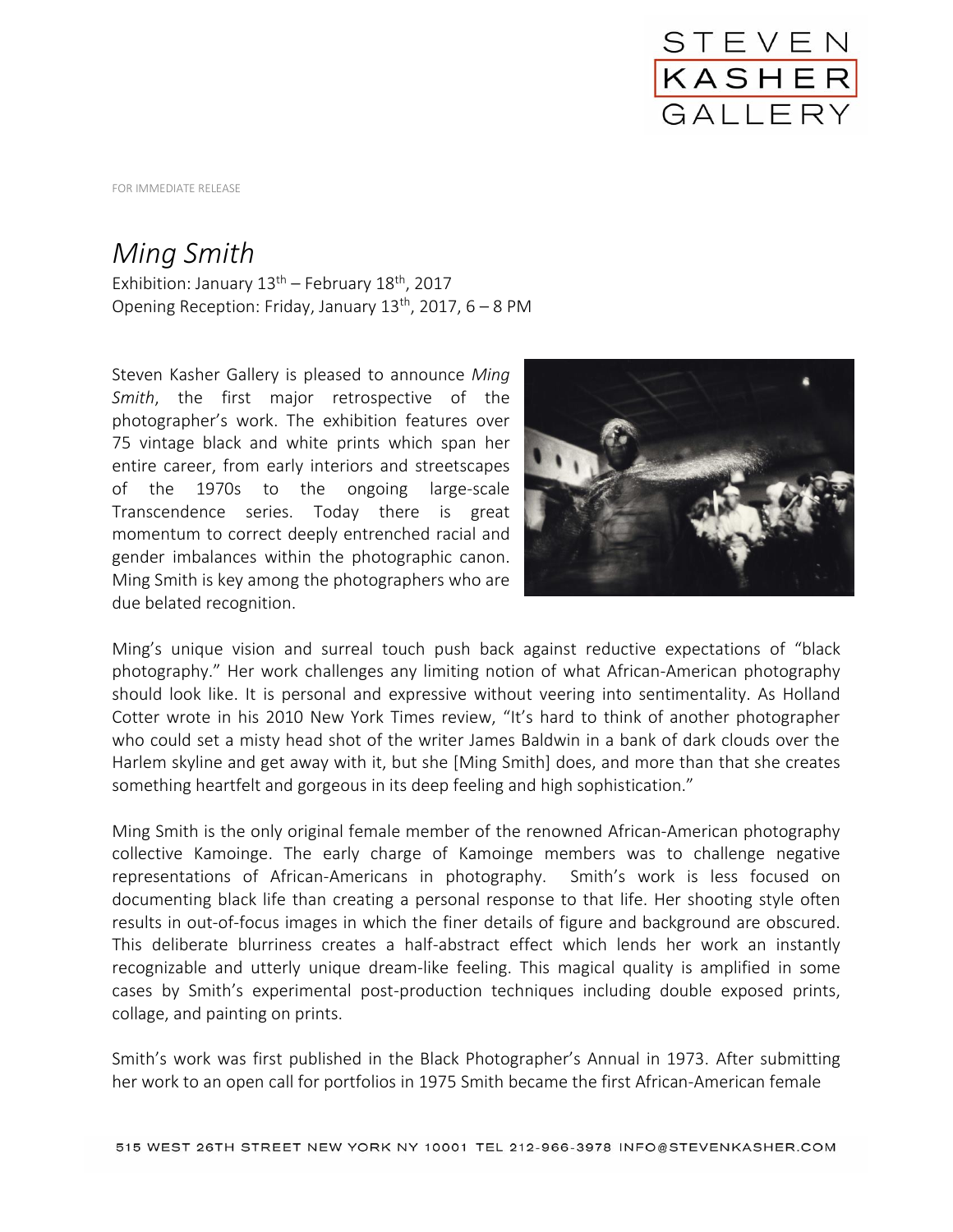STEVEN KASHER GALLERY

FOR IMMEDIATE RELEASE

# *Ming Smith*

Exhibition: January 13th – February 18th, 2017
Opening Reception: Friday, January 13th, 2017, 6 – 8 PM

Steven Kasher Gallery is pleased to announce *Ming Smith*, the first major retrospective of the photographer's work. The exhibition features over 75 vintage black and white prints which span her entire career, from early interiors and streetscapes of the 1970s to the ongoing large-scale Transcendence series. Today there is great momentum to correct deeply entrenched racial and gender imbalances within the photographic canon. Ming Smith is key among the photographers who are due belated recognition.

Ming's unique vision and surreal touch push back against reductive expectations of "black photography." Her work challenges any limiting notion of what African-American photography should look like. It is personal and expressive without veering into sentimentality. As Holland Cotter wrote in his 2010 New York Times review, "It's hard to think of another photographer who could set a misty head shot of the writer James Baldwin in a bank of dark clouds over the Harlem skyline and get away with it, but she [Ming Smith] does, and more than that she creates something heartfelt and gorgeous in its deep feeling and high sophistication."

Ming Smith is the only original female member of the renowned African-American photography collective Kamoinge. The early charge of Kamoinge members was to challenge negative representations of African-Americans in photography. Smith's work is less focused on documenting black life than creating a personal response to that life. Her shooting style often results in out-of-focus images in which the finer details of figure and background are obscured. This deliberate blurriness creates a half-abstract effect which lends her work an instantly recognizable and utterly unique dream-like feeling. This magical quality is amplified in some cases by Smith's experimental post-production techniques including double exposed prints, collage, and painting on prints.

Smith's work was first published in the Black Photographer's Annual in 1973. After submitting her work to an open call for portfolios in 1975 Smith became the first African-American female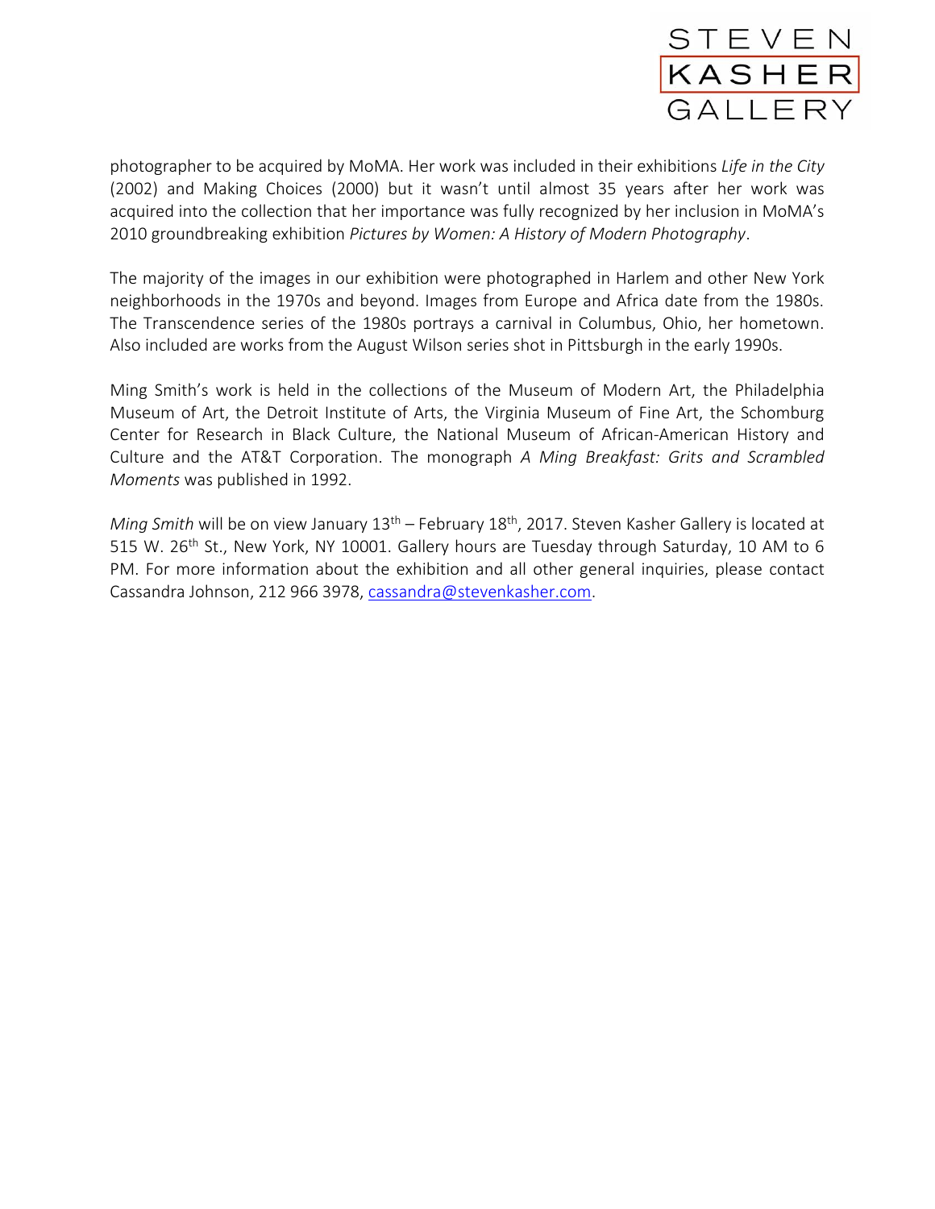photographer to be acquired by MoMA. Her work was included in their exhibitions *Life in the City* (2002) and Making Choices (2000) but it wasn't until almost 35 years after her work was acquired into the collection that her importance was fully recognized by her inclusion in MoMA's 2010 groundbreaking exhibition *Pictures by Women: A History of Modern Photography*.

The majority of the images in our exhibition were photographed in Harlem and other New York neighborhoods in the 1970s and beyond. Images from Europe and Africa date from the 1980s. The Transcendence series of the 1980s portrays a carnival in Columbus, Ohio, her hometown. Also included are works from the August Wilson series shot in Pittsburgh in the early 1990s.

Ming Smith's work is held in the collections of the Museum of Modern Art, the Philadelphia Museum of Art, the Detroit Institute of Arts, the Virginia Museum of Fine Art, the Schomburg Center for Research in Black Culture, the National Museum of African-American History and Culture and the AT&T Corporation. The monograph *A Ming Breakfast: Grits and Scrambled Moments* was published in 1992.

*Ming Smith* will be on view January 13th – February 18th, 2017. Steven Kasher Gallery is located at 515 W. 26th St., New York, NY 10001. Gallery hours are Tuesday through Saturday, 10 AM to 6 PM. For more information about the exhibition and all other general inquiries, please contact Cassandra Johnson, 212 966 3978, cassandra@stevenkasher.com.